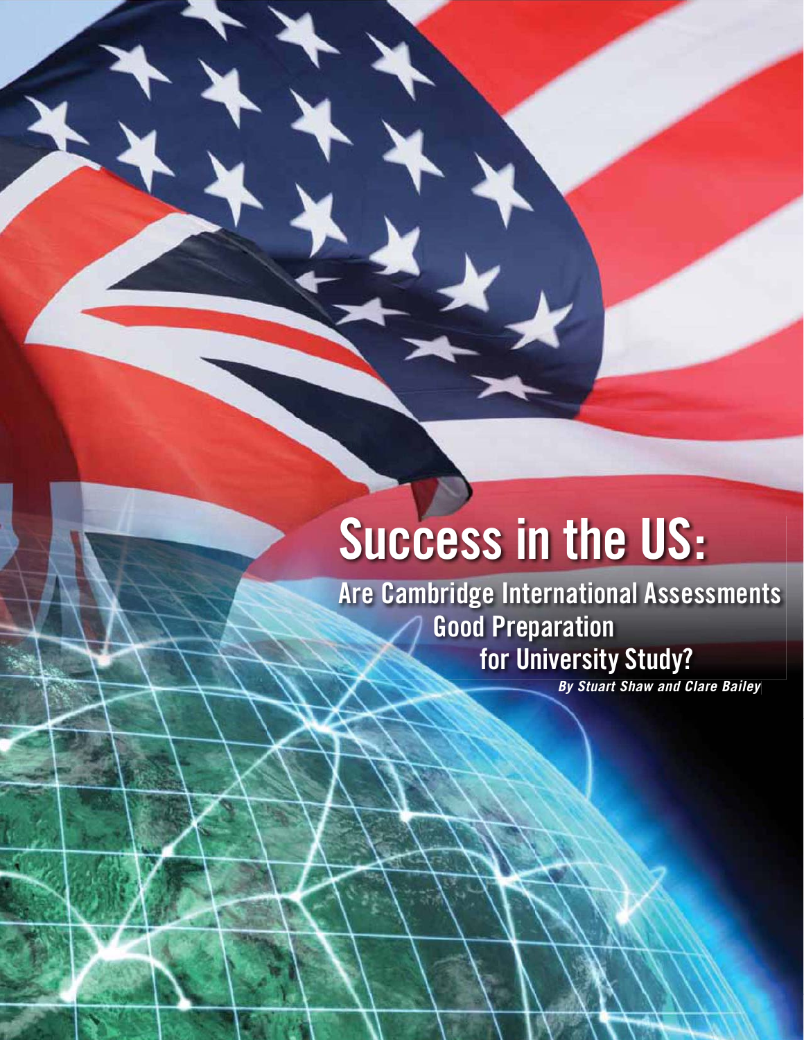# Success in the US:

## Are Cambridge International Assessments Good Preparation for University Study?

***By Stuart Shaw and Clare Bailey***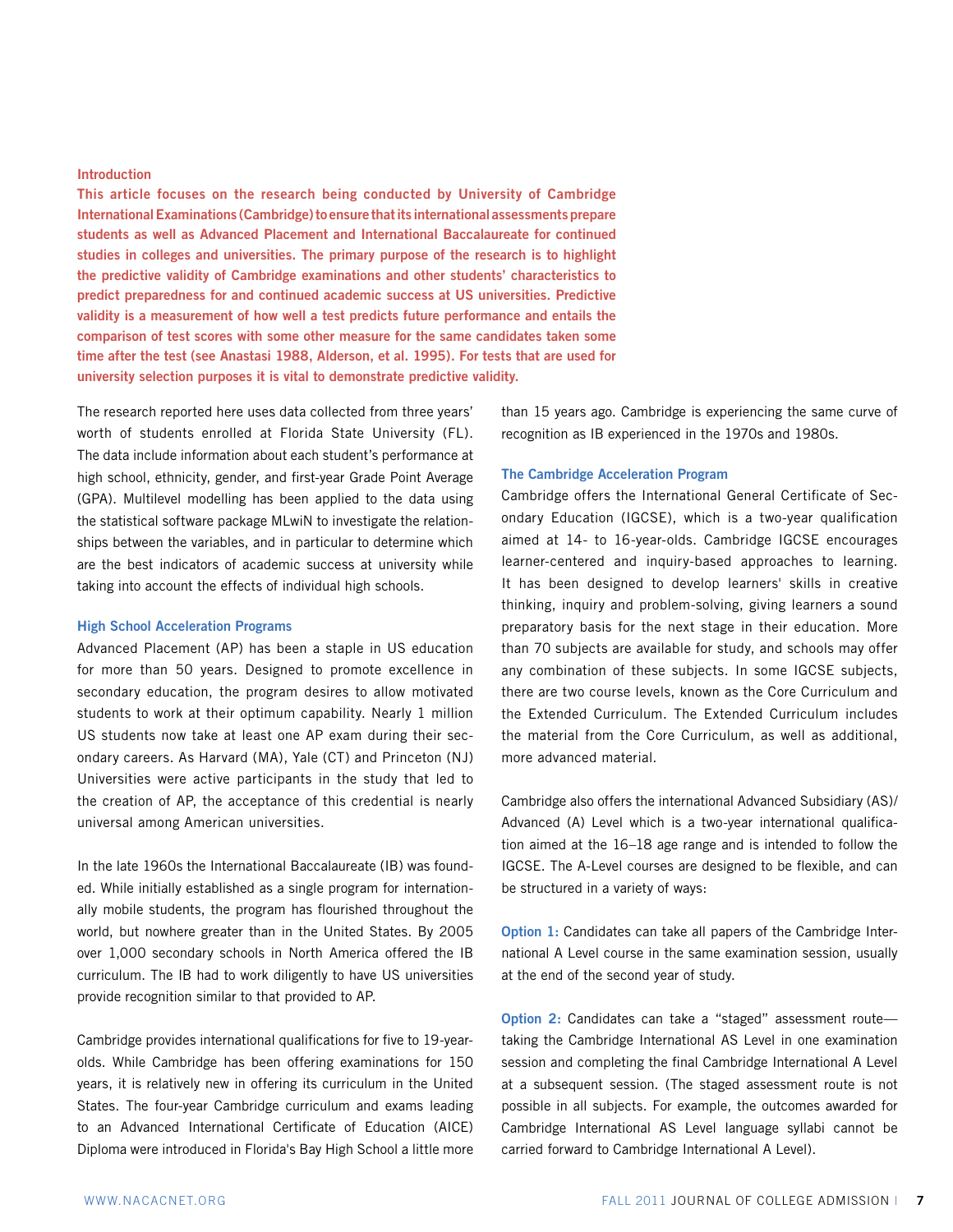### Introduction

**This article focuses on the research being conducted by University of Cambridge International Examinations (Cambridge) to ensure that its international assessments prepare students as well as Advanced Placement and International Baccalaureate for continued studies in colleges and universities. The primary purpose of the research is to highlight the predictive validity of Cambridge examinations and other students' characteristics to predict preparedness for and continued academic success at US universities. Predictive validity is a measurement of how well a test predicts future performance and entails the comparison of test scores with some other measure for the same candidates taken some time after the test (see Anastasi 1988, Alderson, et al. 1995). For tests that are used for university selection purposes it is vital to demonstrate predictive validity.**

The research reported here uses data collected from three years' worth of students enrolled at Florida State University (FL). The data include information about each student's performance at high school, ethnicity, gender, and first-year Grade Point Average (GPA). Multilevel modelling has been applied to the data using the statistical software package MLwiN to investigate the relationships between the variables, and in particular to determine which are the best indicators of academic success at university while taking into account the effects of individual high schools.

### High School Acceleration Programs

Advanced Placement (AP) has been a staple in US education for more than 50 years. Designed to promote excellence in secondary education, the program desires to allow motivated students to work at their optimum capability. Nearly 1 million US students now take at least one AP exam during their secondary careers. As Harvard (MA), Yale (CT) and Princeton (NJ) Universities were active participants in the study that led to the creation of AP, the acceptance of this credential is nearly universal among American universities.

In the late 1960s the International Baccalaureate (IB) was founded. While initially established as a single program for internationally mobile students, the program has flourished throughout the world, but nowhere greater than in the United States. By 2005 over 1,000 secondary schools in North America offered the IB curriculum. The IB had to work diligently to have US universities provide recognition similar to that provided to AP.

Cambridge provides international qualifications for five to 19-year-olds. While Cambridge has been offering examinations for 150 years, it is relatively new in offering its curriculum in the United States. The four-year Cambridge curriculum and exams leading to an Advanced International Certificate of Education (AICE) Diploma were introduced in Florida's Bay High School a little more than 15 years ago. Cambridge is experiencing the same curve of recognition as IB experienced in the 1970s and 1980s.

### The Cambridge Acceleration Program

Cambridge offers the International General Certificate of Secondary Education (IGCSE), which is a two-year qualification aimed at 14- to 16-year-olds. Cambridge IGCSE encourages learner-centered and inquiry-based approaches to learning. It has been designed to develop learners' skills in creative thinking, inquiry and problem-solving, giving learners a sound preparatory basis for the next stage in their education. More than 70 subjects are available for study, and schools may offer any combination of these subjects. In some IGCSE subjects, there are two course levels, known as the Core Curriculum and the Extended Curriculum. The Extended Curriculum includes the material from the Core Curriculum, as well as additional, more advanced material.

Cambridge also offers the international Advanced Subsidiary (AS)/Advanced (A) Level which is a two-year international qualification aimed at the 16–18 age range and is intended to follow the IGCSE. The A-Level courses are designed to be flexible, and can be structured in a variety of ways:

**Option 1:** Candidates can take all papers of the Cambridge International A Level course in the same examination session, usually at the end of the second year of study.

**Option 2:** Candidates can take a "staged" assessment route—taking the Cambridge International AS Level in one examination session and completing the final Cambridge International A Level at a subsequent session. (The staged assessment route is not possible in all subjects. For example, the outcomes awarded for Cambridge International AS Level language syllabi cannot be carried forward to Cambridge International A Level).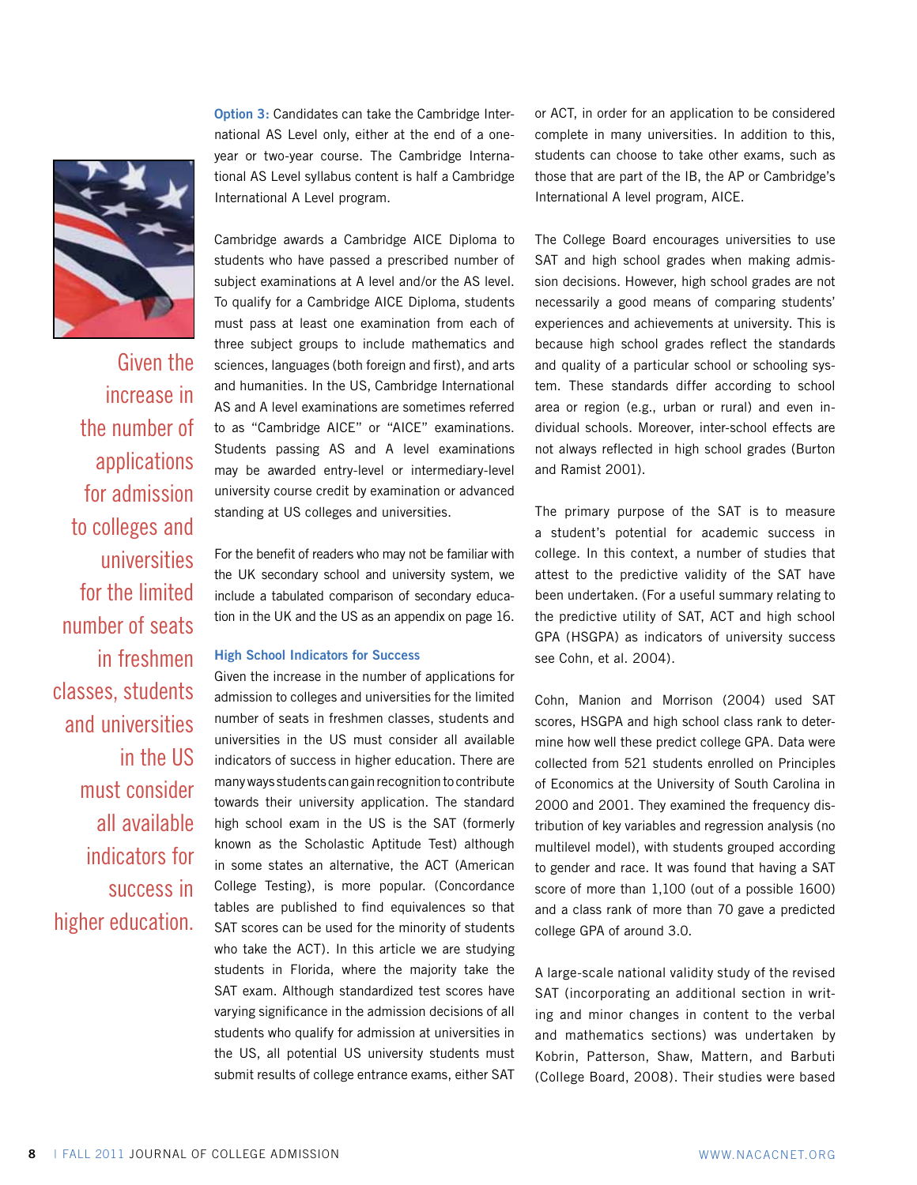**Option 3:** Candidates can take the Cambridge International AS Level only, either at the end of a one-year or two-year course. The Cambridge International AS Level syllabus content is half a Cambridge International A Level program.

Cambridge awards a Cambridge AICE Diploma to students who have passed a prescribed number of subject examinations at A level and/or the AS level. To qualify for a Cambridge AICE Diploma, students must pass at least one examination from each of three subject groups to include mathematics and sciences, languages (both foreign and first), and arts and humanities. In the US, Cambridge International AS and A level examinations are sometimes referred to as "Cambridge AICE" or "AICE" examinations. Students passing AS and A level examinations may be awarded entry-level or intermediary-level university course credit by examination or advanced standing at US colleges and universities.

For the benefit of readers who may not be familiar with the UK secondary school and university system, we include a tabulated comparison of secondary education in the UK and the US as an appendix on page 16.

Given the increase in the number of applications for admission to colleges and universities for the limited number of seats in freshmen classes, students and universities in the US must consider all available indicators for success in higher education.

### High School Indicators for Success

Given the increase in the number of applications for admission to colleges and universities for the limited number of seats in freshmen classes, students and universities in the US must consider all available indicators of success in higher education. There are many ways students can gain recognition to contribute towards their university application. The standard high school exam in the US is the SAT (formerly known as the Scholastic Aptitude Test) although in some states an alternative, the ACT (American College Testing), is more popular. (Concordance tables are published to find equivalences so that SAT scores can be used for the minority of students who take the ACT). In this article we are studying students in Florida, where the majority take the SAT exam. Although standardized test scores have varying significance in the admission decisions of all students who qualify for admission at universities in the US, all potential US university students must submit results of college entrance exams, either SAT or ACT, in order for an application to be considered complete in many universities. In addition to this, students can choose to take other exams, such as those that are part of the IB, the AP or Cambridge's International A level program, AICE.

The College Board encourages universities to use SAT and high school grades when making admission decisions. However, high school grades are not necessarily a good means of comparing students' experiences and achievements at university. This is because high school grades reflect the standards and quality of a particular school or schooling system. These standards differ according to school area or region (e.g., urban or rural) and even individual schools. Moreover, inter-school effects are not always reflected in high school grades (Burton and Ramist 2001).

The primary purpose of the SAT is to measure a student's potential for academic success in college. In this context, a number of studies that attest to the predictive validity of the SAT have been undertaken. (For a useful summary relating to the predictive utility of SAT, ACT and high school GPA (HSGPA) as indicators of university success see Cohn, et al. 2004).

Cohn, Manion and Morrison (2004) used SAT scores, HSGPA and high school class rank to determine how well these predict college GPA. Data were collected from 521 students enrolled on Principles of Economics at the University of South Carolina in 2000 and 2001. They examined the frequency distribution of key variables and regression analysis (no multilevel model), with students grouped according to gender and race. It was found that having a SAT score of more than 1,100 (out of a possible 1600) and a class rank of more than 70 gave a predicted college GPA of around 3.0.

A large-scale national validity study of the revised SAT (incorporating an additional section in writing and minor changes in content to the verbal and mathematics sections) was undertaken by Kobrin, Patterson, Shaw, Mattern, and Barbuti (College Board, 2008). Their studies were based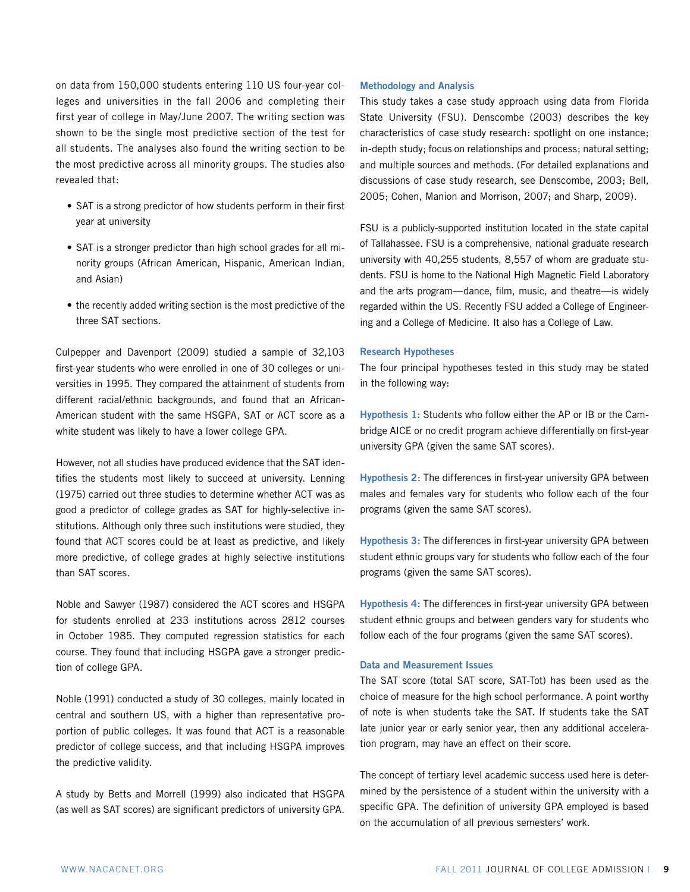on data from 150,000 students entering 110 US four-year colleges and universities in the fall 2006 and completing their first year of college in May/June 2007. The writing section was shown to be the single most predictive section of the test for all students. The analyses also found the writing section to be the most predictive across all minority groups. The studies also revealed that:

- SAT is a strong predictor of how students perform in their first year at university
- SAT is a stronger predictor than high school grades for all minority groups (African American, Hispanic, American Indian, and Asian)
- the recently added writing section is the most predictive of the three SAT sections.

Culpepper and Davenport (2009) studied a sample of 32,103 first-year students who were enrolled in one of 30 colleges or universities in 1995. They compared the attainment of students from different racial/ethnic backgrounds, and found that an African-American student with the same HSGPA, SAT or ACT score as a white student was likely to have a lower college GPA.

However, not all studies have produced evidence that the SAT identifies the students most likely to succeed at university. Lenning (1975) carried out three studies to determine whether ACT was as good a predictor of college grades as SAT for highly-selective institutions. Although only three such institutions were studied, they found that ACT scores could be at least as predictive, and likely more predictive, of college grades at highly selective institutions than SAT scores.

Noble and Sawyer (1987) considered the ACT scores and HSGPA for students enrolled at 233 institutions across 2812 courses in October 1985. They computed regression statistics for each course. They found that including HSGPA gave a stronger prediction of college GPA.

Noble (1991) conducted a study of 30 colleges, mainly located in central and southern US, with a higher than representative proportion of public colleges. It was found that ACT is a reasonable predictor of college success, and that including HSGPA improves the predictive validity.

A study by Betts and Morrell (1999) also indicated that HSGPA (as well as SAT scores) are significant predictors of university GPA.

### Methodology and Analysis

This study takes a case study approach using data from Florida State University (FSU). Denscombe (2003) describes the key characteristics of case study research: spotlight on one instance; in-depth study; focus on relationships and process; natural setting; and multiple sources and methods. (For detailed explanations and discussions of case study research, see Denscombe, 2003; Bell, 2005; Cohen, Manion and Morrison, 2007; and Sharp, 2009).

FSU is a publicly-supported institution located in the state capital of Tallahassee. FSU is a comprehensive, national graduate research university with 40,255 students, 8,557 of whom are graduate students. FSU is home to the National High Magnetic Field Laboratory and the arts program—dance, film, music, and theatre—is widely regarded within the US. Recently FSU added a College of Engineering and a College of Medicine. It also has a College of Law.

### Research Hypotheses

The four principal hypotheses tested in this study may be stated in the following way:

**Hypothesis 1:** Students who follow either the AP or IB or the Cambridge AICE or no credit program achieve differentially on first-year university GPA (given the same SAT scores).

**Hypothesis 2**: The differences in first-year university GPA between males and females vary for students who follow each of the four programs (given the same SAT scores).

**Hypothesis 3:** The differences in first-year university GPA between student ethnic groups vary for students who follow each of the four programs (given the same SAT scores).

**Hypothesis 4:** The differences in first-year university GPA between student ethnic groups and between genders vary for students who follow each of the four programs (given the same SAT scores).

### Data and Measurement Issues

The SAT score (total SAT score, SAT-Tot) has been used as the choice of measure for the high school performance. A point worthy of note is when students take the SAT. If students take the SAT late junior year or early senior year, then any additional acceleration program, may have an effect on their score.

The concept of tertiary level academic success used here is determined by the persistence of a student within the university with a specific GPA. The definition of university GPA employed is based on the accumulation of all previous semesters' work.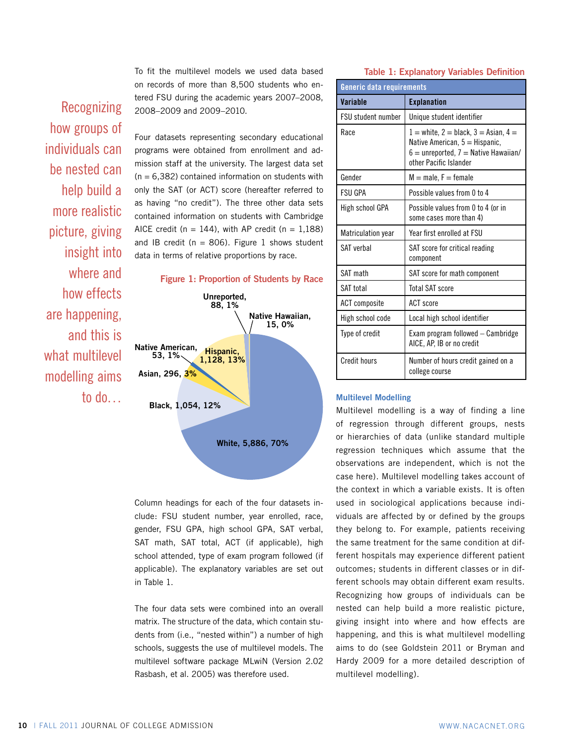To fit the multilevel models we used data based on records of more than 8,500 students who entered FSU during the academic years 2007–2008, 2008–2009 and 2009–2010.

Four datasets representing secondary educational programs were obtained from enrollment and admission staff at the university. The largest data set (n = 6,382) contained information on students with only the SAT (or ACT) score (hereafter referred to as having "no credit"). The three other data sets contained information on students with Cambridge AICE credit (n = 144), with AP credit (n = 1,188) and IB credit (n = 806). Figure 1 shows student data in terms of relative proportions by race.

**Figure 1: Proportion of Students by Race**

White, 5,886, 70%; Black, 1,054, 12%; Hispanic, 1,128, 13%; Asian, 296, 3%; Native American, 53, 1%; Unreported, 88, 1%; Native Hawaiian, 15, 0%

Column headings for each of the four datasets include: FSU student number, year enrolled, race, gender, FSU GPA, high school GPA, SAT verbal, SAT math, SAT total, ACT (if applicable), high school attended, type of exam program followed (if applicable). The explanatory variables are set out in Table 1.

The four data sets were combined into an overall matrix. The structure of the data, which contain students from (i.e., "nested within") a number of high schools, suggests the use of multilevel models. The multilevel software package MLwiN (Version 2.02 Rasbash, et al. 2005) was therefore used.

**Table 1: Explanatory Variables Definition**

| Generic data requirements | |
|---|---|
| **Variable** | **Explanation** |
| FSU student number | Unique student identifier |
| Race | 1 = white, 2 = black, 3 = Asian, 4 = Native American, 5 = Hispanic, 6 = unreported, 7 = Native Hawaiian/other Pacific Islander |
| Gender | M = male, F = female |
| FSU GPA | Possible values from 0 to 4 |
| High school GPA | Possible values from 0 to 4 (or in some cases more than 4) |
| Matriculation year | Year first enrolled at FSU |
| SAT verbal | SAT score for critical reading component |
| SAT math | SAT score for math component |
| SAT total | Total SAT score |
| ACT composite | ACT score |
| High school code | Local high school identifier |
| Type of credit | Exam program followed – Cambridge AICE, AP, IB or no credit |
| Credit hours | Number of hours credit gained on a college course |

### Multilevel Modelling

Multilevel modelling is a way of finding a line of regression through different groups, nests or hierarchies of data (unlike standard multiple regression techniques which assume that the observations are independent, which is not the case here). Multilevel modelling takes account of the context in which a variable exists. It is often used in sociological applications because individuals are affected by or defined by the groups they belong to. For example, patients receiving the same treatment for the same condition at different hospitals may experience different patient outcomes; students in different classes or in different schools may obtain different exam results. Recognizing how groups of individuals can be nested can help build a more realistic picture, giving insight into where and how effects are happening, and this is what multilevel modelling aims to do (see Goldstein 2011 or Bryman and Hardy 2009 for a more detailed description of multilevel modelling).

> Recognizing how groups of individuals can be nested can help build a more realistic picture, giving insight into where and how effects are happening, and this is what multilevel modelling aims to do…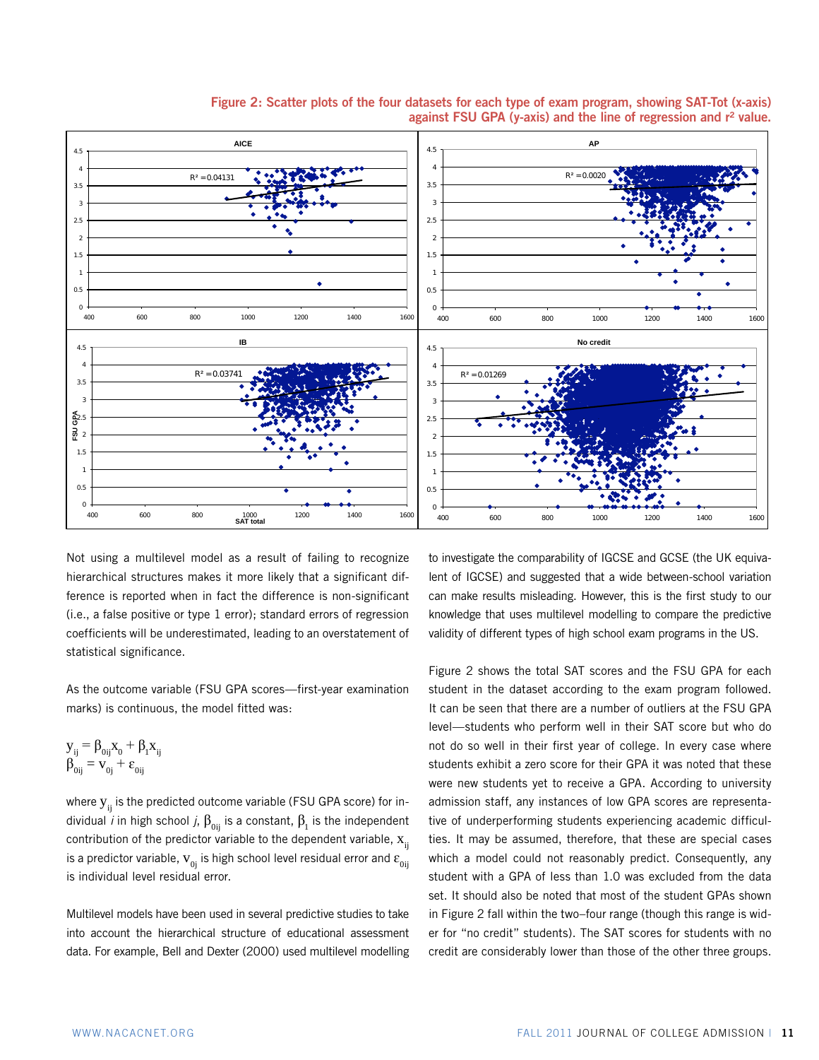**Figure 2: Scatter plots of the four datasets for each type of exam program, showing SAT-Tot (x-axis) against FSU GPA (y-axis) and the line of regression and $r^2$ value.**

Not using a multilevel model as a result of failing to recognize hierarchical structures makes it more likely that a significant difference is reported when in fact the difference is non-significant (i.e., a false positive or type 1 error); standard errors of regression coefficients will be underestimated, leading to an overstatement of statistical significance.

As the outcome variable (FSU GPA scores—first-year examination marks) is continuous, the model fitted was:

$$y_{ij} = \beta_{0ij}x_0 + \beta_1 x_{ij}$$
$$\beta_{0ij} = v_{0j} + \varepsilon_{0ij}$$

where $y_{ij}$ is the predicted outcome variable (FSU GPA score) for individual *i* in high school *j*, $\beta_{0ij}$ is a constant, $\beta_1$ is the independent contribution of the predictor variable to the dependent variable, $x_{ij}$ is a predictor variable, $v_{0j}$ is high school level residual error and $\varepsilon_{0ij}$ is individual level residual error.

Multilevel models have been used in several predictive studies to take into account the hierarchical structure of educational assessment data. For example, Bell and Dexter (2000) used multilevel modelling to investigate the comparability of IGCSE and GCSE (the UK equivalent of IGCSE) and suggested that a wide between-school variation can make results misleading. However, this is the first study to our knowledge that uses multilevel modelling to compare the predictive validity of different types of high school exam programs in the US.

Figure 2 shows the total SAT scores and the FSU GPA for each student in the dataset according to the exam program followed. It can be seen that there are a number of outliers at the FSU GPA level—students who perform well in their SAT score but who do not do so well in their first year of college. In every case where students exhibit a zero score for their GPA it was noted that these were new students yet to receive a GPA. According to university admission staff, any instances of low GPA scores are representative of underperforming students experiencing academic difficulties. It may be assumed, therefore, that these are special cases which a model could not reasonably predict. Consequently, any student with a GPA of less than 1.0 was excluded from the data set. It should also be noted that most of the student GPAs shown in Figure 2 fall within the two–four range (though this range is wider for "no credit" students). The SAT scores for students with no credit are considerably lower than those of the other three groups.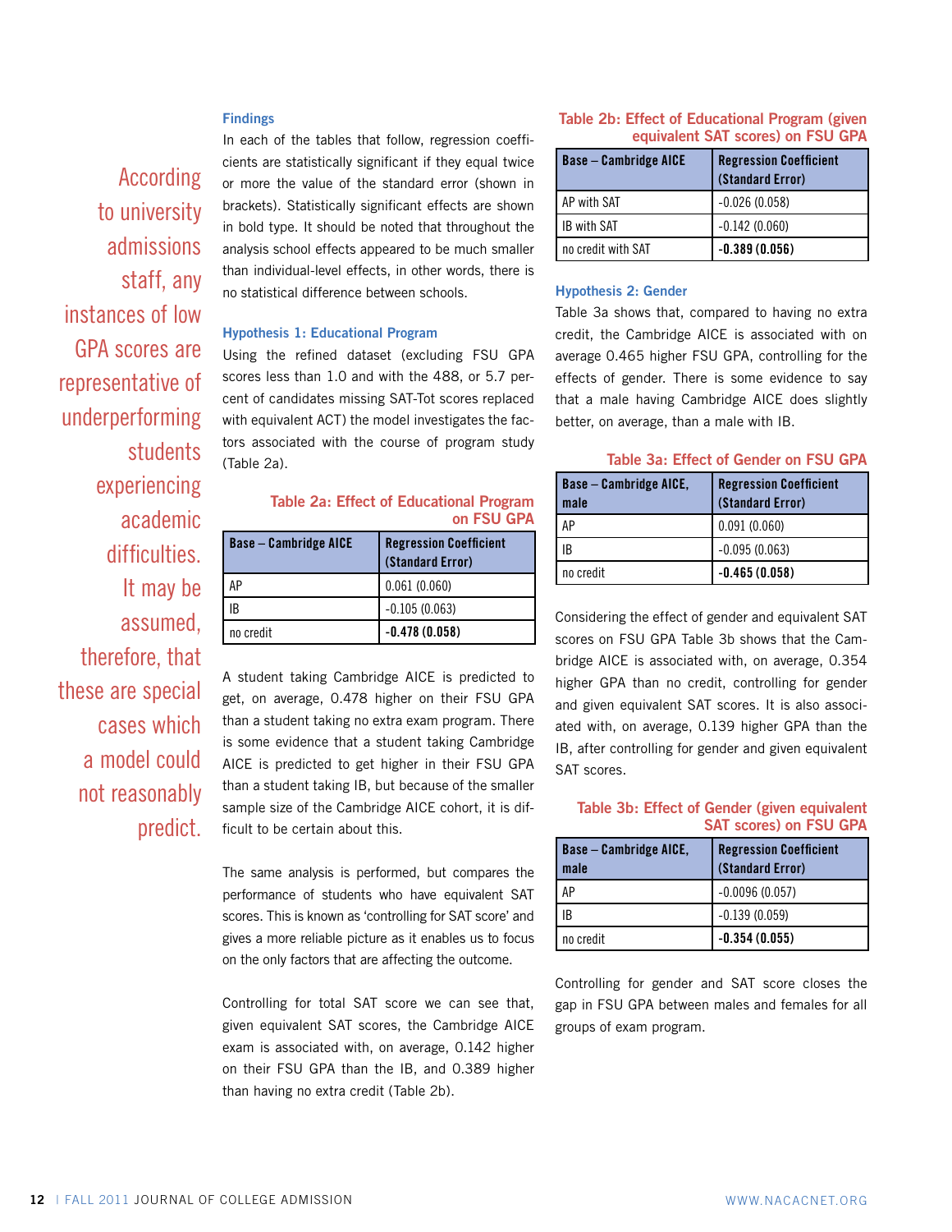According to university admissions staff, any instances of low GPA scores are representative of underperforming students experiencing academic difficulties. It may be assumed, therefore, that these are special cases which a model could not reasonably predict.

### Findings

In each of the tables that follow, regression coefficients are statistically significant if they equal twice or more the value of the standard error (shown in brackets). Statistically significant effects are shown in bold type. It should be noted that throughout the analysis school effects appeared to be much smaller than individual-level effects, in other words, there is no statistical difference between schools.

### Hypothesis 1: Educational Program

Using the refined dataset (excluding FSU GPA scores less than 1.0 and with the 488, or 5.7 percent of candidates missing SAT-Tot scores replaced with equivalent ACT) the model investigates the factors associated with the course of program study (Table 2a).

**Table 2a: Effect of Educational Program on FSU GPA**

| Base – Cambridge AICE | Regression Coefficient (Standard Error) |
|---|---|
| AP | 0.061 (0.060) |
| IB | -0.105 (0.063) |
| no credit | **-0.478 (0.058)** |

A student taking Cambridge AICE is predicted to get, on average, 0.478 higher on their FSU GPA than a student taking no extra exam program. There is some evidence that a student taking Cambridge AICE is predicted to get higher in their FSU GPA than a student taking IB, but because of the smaller sample size of the Cambridge AICE cohort, it is difficult to be certain about this.

The same analysis is performed, but compares the performance of students who have equivalent SAT scores. This is known as 'controlling for SAT score' and gives a more reliable picture as it enables us to focus on the only factors that are affecting the outcome.

Controlling for total SAT score we can see that, given equivalent SAT scores, the Cambridge AICE exam is associated with, on average, 0.142 higher on their FSU GPA than the IB, and 0.389 higher than having no extra credit (Table 2b).

**Table 2b: Effect of Educational Program (given equivalent SAT scores) on FSU GPA**

| Base – Cambridge AICE | Regression Coefficient (Standard Error) |
|---|---|
| AP with SAT | -0.026 (0.058) |
| IB with SAT | -0.142 (0.060) |
| no credit with SAT | **-0.389 (0.056)** |

### Hypothesis 2: Gender

Table 3a shows that, compared to having no extra credit, the Cambridge AICE is associated with on average 0.465 higher FSU GPA, controlling for the effects of gender. There is some evidence to say that a male having Cambridge AICE does slightly better, on average, than a male with IB.

**Table 3a: Effect of Gender on FSU GPA**

| Base – Cambridge AICE, male | Regression Coefficient (Standard Error) |
|---|---|
| AP | 0.091 (0.060) |
| IB | -0.095 (0.063) |
| no credit | **-0.465 (0.058)** |

Considering the effect of gender and equivalent SAT scores on FSU GPA Table 3b shows that the Cambridge AICE is associated with, on average, 0.354 higher GPA than no credit, controlling for gender and given equivalent SAT scores. It is also associated with, on average, 0.139 higher GPA than the IB, after controlling for gender and given equivalent SAT scores.

**Table 3b: Effect of Gender (given equivalent SAT scores) on FSU GPA**

| Base – Cambridge AICE, male | Regression Coefficient (Standard Error) |
|---|---|
| AP | -0.0096 (0.057) |
| IB | -0.139 (0.059) |
| no credit | **-0.354 (0.055)** |

Controlling for gender and SAT score closes the gap in FSU GPA between males and females for all groups of exam program.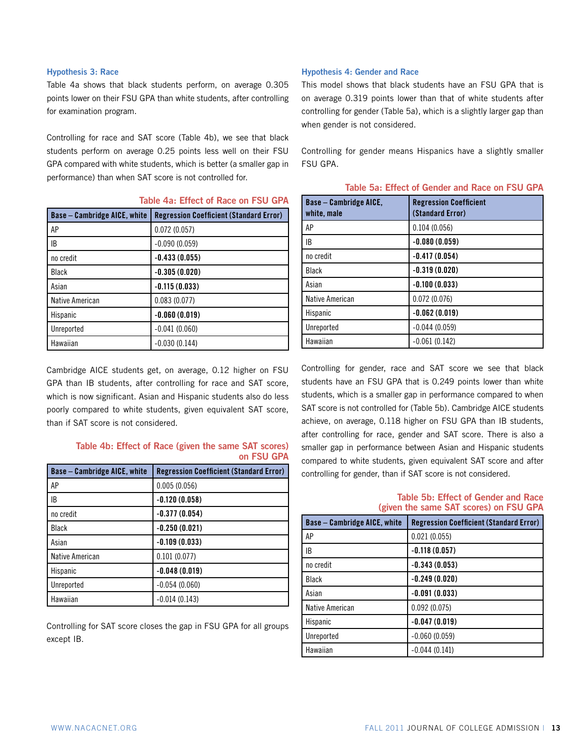### Hypothesis 3: Race

Table 4a shows that black students perform, on average 0.305 points lower on their FSU GPA than white students, after controlling for examination program.

Controlling for race and SAT score (Table 4b), we see that black students perform on average 0.25 points less well on their FSU GPA compared with white students, which is better (a smaller gap in performance) than when SAT score is not controlled for.

**Table 4a: Effect of Race on FSU GPA**

| Base – Cambridge AICE, white | Regression Coefficient (Standard Error) |
|---|---|
| AP | 0.072 (0.057) |
| IB | -0.090 (0.059) |
| no credit | **-0.433 (0.055)** |
| Black | **-0.305 (0.020)** |
| Asian | **-0.115 (0.033)** |
| Native American | 0.083 (0.077) |
| Hispanic | **-0.060 (0.019)** |
| Unreported | -0.041 (0.060) |
| Hawaiian | -0.030 (0.144) |

Cambridge AICE students get, on average, 0.12 higher on FSU GPA than IB students, after controlling for race and SAT score, which is now significant. Asian and Hispanic students also do less poorly compared to white students, given equivalent SAT score, than if SAT score is not considered.

**Table 4b: Effect of Race (given the same SAT scores) on FSU GPA**

| Base – Cambridge AICE, white | Regression Coefficient (Standard Error) |
|---|---|
| AP | 0.005 (0.056) |
| IB | **-0.120 (0.058)** |
| no credit | **-0.377 (0.054)** |
| Black | **-0.250 (0.021)** |
| Asian | **-0.109 (0.033)** |
| Native American | 0.101 (0.077) |
| Hispanic | **-0.048 (0.019)** |
| Unreported | -0.054 (0.060) |
| Hawaiian | -0.014 (0.143) |

Controlling for SAT score closes the gap in FSU GPA for all groups except IB.

### Hypothesis 4: Gender and Race

This model shows that black students have an FSU GPA that is on average 0.319 points lower than that of white students after controlling for gender (Table 5a), which is a slightly larger gap than when gender is not considered.

Controlling for gender means Hispanics have a slightly smaller FSU GPA.

**Table 5a: Effect of Gender and Race on FSU GPA**

| Base – Cambridge AICE, white, male | Regression Coefficient (Standard Error) |
|---|---|
| AP | 0.104 (0.056) |
| IB | **-0.080 (0.059)** |
| no credit | **-0.417 (0.054)** |
| Black | **-0.319 (0.020)** |
| Asian | **-0.100 (0.033)** |
| Native American | 0.072 (0.076) |
| Hispanic | **-0.062 (0.019)** |
| Unreported | -0.044 (0.059) |
| Hawaiian | -0.061 (0.142) |

Controlling for gender, race and SAT score we see that black students have an FSU GPA that is 0.249 points lower than white students, which is a smaller gap in performance compared to when SAT score is not controlled for (Table 5b). Cambridge AICE students achieve, on average, 0.118 higher on FSU GPA than IB students, after controlling for race, gender and SAT score. There is also a smaller gap in performance between Asian and Hispanic students compared to white students, given equivalent SAT score and after controlling for gender, than if SAT score is not considered.

**Table 5b: Effect of Gender and Race (given the same SAT scores) on FSU GPA**

| Base – Cambridge AICE, white | Regression Coefficient (Standard Error) |
|---|---|
| AP | 0.021 (0.055) |
| IB | **-0.118 (0.057)** |
| no credit | **-0.343 (0.053)** |
| Black | **-0.249 (0.020)** |
| Asian | **-0.091 (0.033)** |
| Native American | 0.092 (0.075) |
| Hispanic | **-0.047 (0.019)** |
| Unreported | -0.060 (0.059) |
| Hawaiian | -0.044 (0.141) |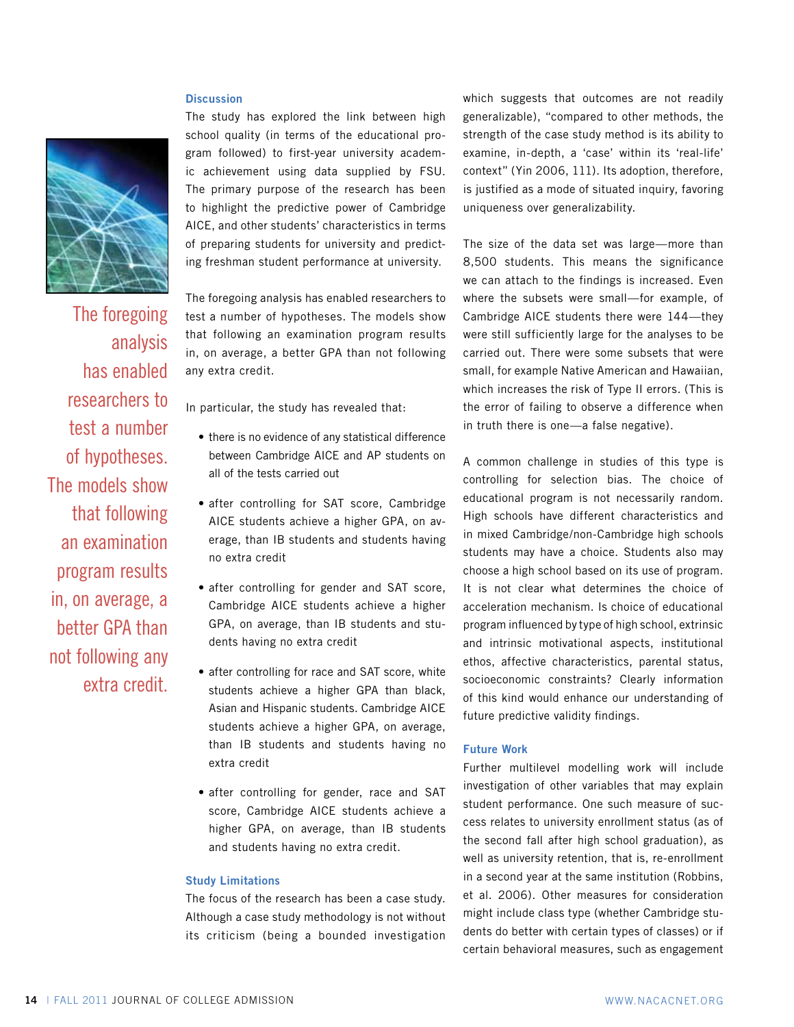The foregoing analysis has enabled researchers to test a number of hypotheses. The models show that following an examination program results in, on average, a better GPA than not following any extra credit.

### Discussion

The study has explored the link between high school quality (in terms of the educational program followed) to first-year university academic achievement using data supplied by FSU. The primary purpose of the research has been to highlight the predictive power of Cambridge AICE, and other students' characteristics in terms of preparing students for university and predicting freshman student performance at university.

The foregoing analysis has enabled researchers to test a number of hypotheses. The models show that following an examination program results in, on average, a better GPA than not following any extra credit.

In particular, the study has revealed that:

- there is no evidence of any statistical difference between Cambridge AICE and AP students on all of the tests carried out
- after controlling for SAT score, Cambridge AICE students achieve a higher GPA, on average, than IB students and students having no extra credit
- after controlling for gender and SAT score, Cambridge AICE students achieve a higher GPA, on average, than IB students and students having no extra credit
- after controlling for race and SAT score, white students achieve a higher GPA than black, Asian and Hispanic students. Cambridge AICE students achieve a higher GPA, on average, than IB students and students having no extra credit
- after controlling for gender, race and SAT score, Cambridge AICE students achieve a higher GPA, on average, than IB students and students having no extra credit.

### Study Limitations

The focus of the research has been a case study. Although a case study methodology is not without its criticism (being a bounded investigation which suggests that outcomes are not readily generalizable), "compared to other methods, the strength of the case study method is its ability to examine, in-depth, a 'case' within its 'real-life' context" (Yin 2006, 111). Its adoption, therefore, is justified as a mode of situated inquiry, favoring uniqueness over generalizability.

The size of the data set was large—more than 8,500 students. This means the significance we can attach to the findings is increased. Even where the subsets were small—for example, of Cambridge AICE students there were 144—they were still sufficiently large for the analyses to be carried out. There were some subsets that were small, for example Native American and Hawaiian, which increases the risk of Type II errors. (This is the error of failing to observe a difference when in truth there is one—a false negative).

A common challenge in studies of this type is controlling for selection bias. The choice of educational program is not necessarily random. High schools have different characteristics and in mixed Cambridge/non-Cambridge high schools students may have a choice. Students also may choose a high school based on its use of program. It is not clear what determines the choice of acceleration mechanism. Is choice of educational program influenced by type of high school, extrinsic and intrinsic motivational aspects, institutional ethos, affective characteristics, parental status, socioeconomic constraints? Clearly information of this kind would enhance our understanding of future predictive validity findings.

### Future Work

Further multilevel modelling work will include investigation of other variables that may explain student performance. One such measure of success relates to university enrollment status (as of the second fall after high school graduation), as well as university retention, that is, re-enrollment in a second year at the same institution (Robbins, et al. 2006). Other measures for consideration might include class type (whether Cambridge students do better with certain types of classes) or if certain behavioral measures, such as engagement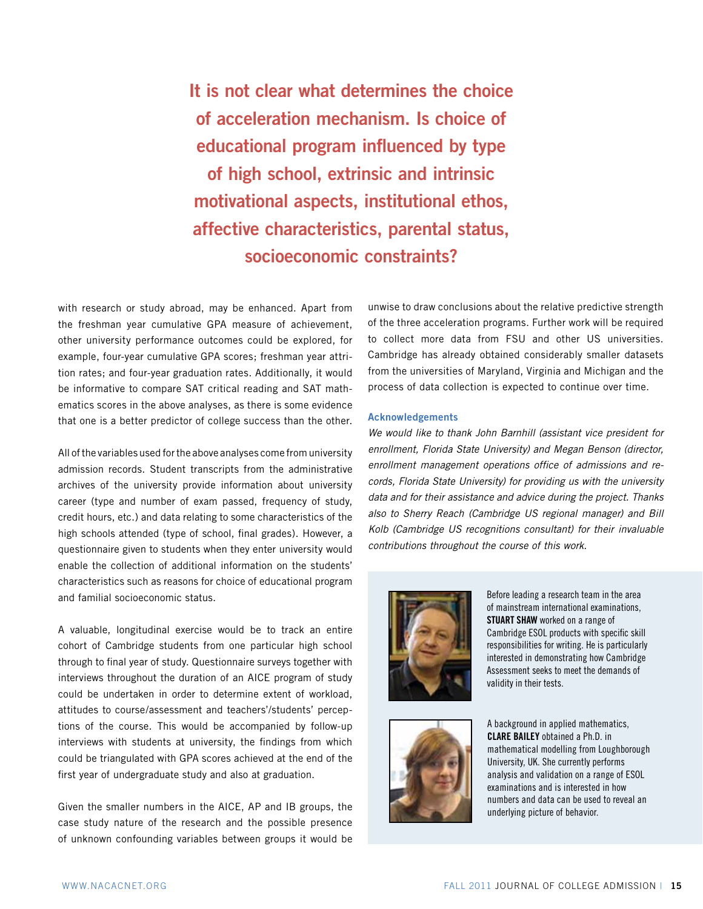**It is not clear what determines the choice of acceleration mechanism. Is choice of educational program influenced by type of high school, extrinsic and intrinsic motivational aspects, institutional ethos, affective characteristics, parental status, socioeconomic constraints?**

with research or study abroad, may be enhanced. Apart from the freshman year cumulative GPA measure of achievement, other university performance outcomes could be explored, for example, four-year cumulative GPA scores; freshman year attrition rates; and four-year graduation rates. Additionally, it would be informative to compare SAT critical reading and SAT mathematics scores in the above analyses, as there is some evidence that one is a better predictor of college success than the other.

All of the variables used for the above analyses come from university admission records. Student transcripts from the administrative archives of the university provide information about university career (type and number of exam passed, frequency of study, credit hours, etc.) and data relating to some characteristics of the high schools attended (type of school, final grades). However, a questionnaire given to students when they enter university would enable the collection of additional information on the students' characteristics such as reasons for choice of educational program and familial socioeconomic status.

A valuable, longitudinal exercise would be to track an entire cohort of Cambridge students from one particular high school through to final year of study. Questionnaire surveys together with interviews throughout the duration of an AICE program of study could be undertaken in order to determine extent of workload, attitudes to course/assessment and teachers'/students' perceptions of the course. This would be accompanied by follow-up interviews with students at university, the findings from which could be triangulated with GPA scores achieved at the end of the first year of undergraduate study and also at graduation.

Given the smaller numbers in the AICE, AP and IB groups, the case study nature of the research and the possible presence of unknown confounding variables between groups it would be unwise to draw conclusions about the relative predictive strength of the three acceleration programs. Further work will be required to collect more data from FSU and other US universities. Cambridge has already obtained considerably smaller datasets from the universities of Maryland, Virginia and Michigan and the process of data collection is expected to continue over time.

### Acknowledgements

*We would like to thank John Barnhill (assistant vice president for enrollment, Florida State University) and Megan Benson (director, enrollment management operations office of admissions and records, Florida State University) for providing us with the university data and for their assistance and advice during the project. Thanks also to Sherry Reach (Cambridge US regional manager) and Bill Kolb (Cambridge US recognitions consultant) for their invaluable contributions throughout the course of this work.*

Before leading a research team in the area of mainstream international examinations, **STUART SHAW** worked on a range of Cambridge ESOL products with specific skill responsibilities for writing. He is particularly interested in demonstrating how Cambridge Assessment seeks to meet the demands of validity in their tests.

A background in applied mathematics, **CLARE BAILEY** obtained a Ph.D. in mathematical modelling from Loughborough University, UK. She currently performs analysis and validation on a range of ESOL examinations and is interested in how numbers and data can be used to reveal an underlying picture of behavior.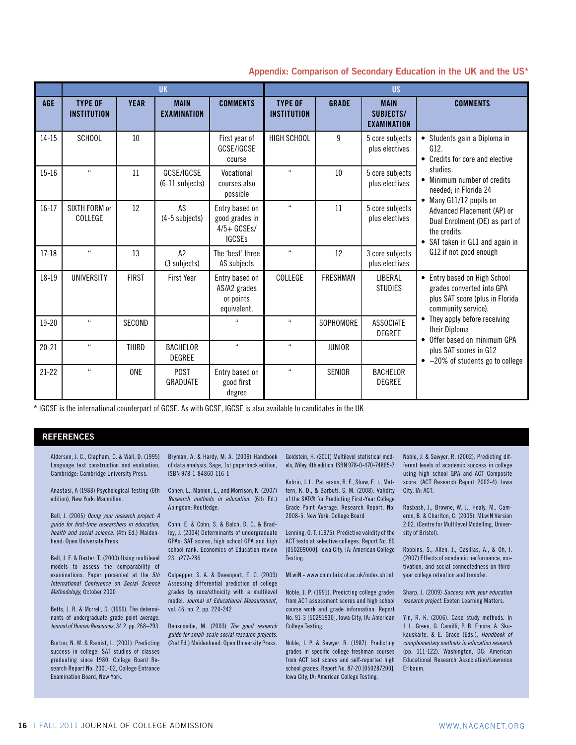## Appendix: Comparison of Secondary Education in the UK and the US*

| AGE | UK | | | | US | | | |
|---|---|---|---|---|---|---|---|---|
| | TYPE OF INSTITUTION | YEAR | MAIN EXAMINATION | COMMENTS | TYPE OF INSTITUTION | GRADE | MAIN SUBJECTS/ EXAMINATION | COMMENTS |
| 14-15 | SCHOOL | 10 | | First year of GCSE/IGCSE course | HIGH SCHOOL | 9 | 5 core subjects plus electives | • Students gain a Diploma in G12. • Credits for core and elective studies. • Minimum number of credits needed; in Florida 24 • Many G11/12 pupils on Advanced Placement (AP) or Dual Enrolment (DE) as part of the credits • SAT taken in G11 and again in G12 if not good enough |
| 15-16 | " | 11 | GCSE/IGCSE (6-11 subjects) | Vocational courses also possible | " | 10 | 5 core subjects plus electives | |
| 16-17 | SIXTH FORM or COLLEGE | 12 | AS (4-5 subjects) | Entry based on good grades in 4/5+ GCSEs/ IGCSEs | " | 11 | 5 core subjects plus electives | |
| 17-18 | " | 13 | A2 (3 subjects) | The 'best' three AS subjects | " | 12 | 3 core subjects plus electives | |
| 18-19 | UNIVERSITY | FIRST | First Year | Entry based on AS/A2 grades or points equivalent. | COLLEGE | FRESHMAN | LIBERAL STUDIES | • Entry based on High School grades converted into GPA plus SAT score (plus in Florida community service). • They apply before receiving their Diploma • Offer based on minimum GPA plus SAT scores in G12 • ~20% of students go to college |
| 19-20 | " | SECOND | | " | " | SOPHOMORE | ASSOCIATE DEGREE | |
| 20-21 | " | THIRD | BACHELOR DEGREE | " | " | JUNIOR | | |
| 21-22 | " | ONE | POST GRADUATE | Entry based on good first degree | " | SENIOR | BACHELOR DEGREE | |

\* IGCSE is the international counterpart of GCSE. As with GCSE, IGCSE is also available to candidates in the UK

## REFERENCES

Alderson, J. C., Clapham, C. & Wall, D. (1995) Language test construction and evaluation, Cambridge: Cambridge University Press.

Anastasi, A (1988) Psychological Testing (6th edition), New York: Macmillan.

Bell, J. (2005) *Doing your research project: A guide for first-time researchers in education, health and social science.* (4th Ed.) Maidenhead: Open University Press.

Bell, J. F. & Dexter, T. (2000) Using multilevel models to assess the comparability of examinations. Paper presented at the *5th International Conference on Social Science Methodology*, October 2000

Betts, J. R. & Morrell, D. (1999). The determinants of undergraduate grade point average. *Journal of Human Resources*, 34 2, pp. 268–293.

Burton, N. W. & Ramist, L. (2001). Predicting success in college: SAT studies of classes graduating since 1980. College Board Research Report No. 2001-02, College Entrance Examination Board, New York.

Bryman, A. & Hardy, M. A. (2009) Handbook of data analysis, Sage, 1st paperback edition, ISBN 978-1-84860-116-1

Cohen, L., Manion, L., and Morrison, K. (2007) *Research methods in education.* (6th Ed.) Abingdon: Routledge.

Cohn, E. & Cohn, S. & Balch, D. C. & Bradley, J. (2004) Determinants of undergraduate GPAs: SAT scores, high school GPA and high school rank. Economics of Education review 23, p277-286

Culpepper, S. A. & Davenport, E. C. (2009) Assessing differential prediction of college grades by race/ethnicity with a multilevel model. *Journal of Educational Measurement*, vol. 46, no. 2, pp. 220-242

Denscombe, M. (2003) *The good research guide for small-scale social research projects.* (2nd Ed.) Maidenhead: Open University Press.

Goldstein, H. (2011) Multilevel statistical models, Wiley, 4th edition, ISBN 978-0-470-74865-7

Kobrin, J. L., Patterson, B. F., Shaw, E. J., Mattern, K. D., & Barbuti, S. M. (2008). Validity of the SAT® for Predicting First-Year College Grade Point Average. Research Report, No. 2008-5. New York: College Board

Lenning, O. T. (1975). Predictive validity of the ACT tests at selective colleges. Report No. 69 [050269000]. Iowa City, IA: American College Testing.

MLwiN - www.cmm.bristol.ac.uk/index.shtml

Noble, J. P. (1991). Predicting college grades from ACT assessment scores and high school course work and grade information. Report No. 91-3 [50291930]. Iowa City, IA: American College Testing.

Noble, J. P. & Sawyer, R. (1987). Predicting grades in specific college freshman courses from ACT test scores and self-reported high school grades. Report No. 87-20 [050287200]. Iowa City, IA: American College Testing.

Noble, J. & Sawyer, R. (2002). Predicting different levels of academic success in college using high school GPA and ACT Composite score. (ACT Research Report 2002-4). Iowa City, IA: ACT.

Rasbash, J., Browne, W. J., Healy, M., Cameron, B. & Charlton, C. (2005). MLwiN Version 2.02. (Centre for Multilevel Modelling, University of Bristol).

Robbins, S., Allen, J., Casillas, A., & Oh, I. (2007) Effects of academic performance, motivation, and social connectedness on third-year college retention and transfer.

Sharp, J. (2009) *Success with your education research project.* Exeter: Learning Matters.

Yin, R. K. (2006). Case study methods. In J. L. Green, G. Camilli, P. B. Emore, A. Skukauskaite, & E. Grace (Eds.), *Handbook of complementary methods in education research* (pp. 111-122). Washington, DC: American Educational Research Association/Lawrence Erlbaum.